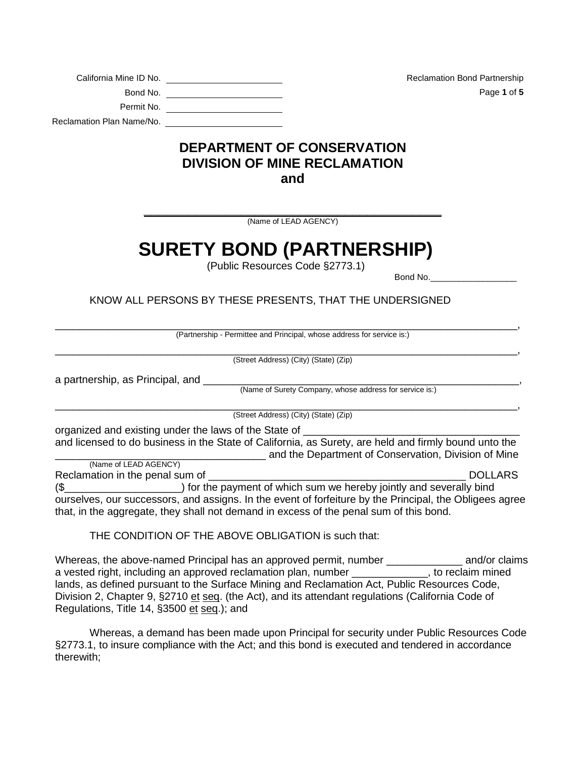California Mine ID No. ______________________

Bond No. ______________________

Permit No. ______________________

Reclamation Plan Name/No. ______________________

Reclamation Bond Partnership

# DEPARTMENT OF CONSERVATION
# DIVISION OF MINE RECLAMATION
# and

______________________________________________
(Name of LEAD AGENCY)

# SURETY BOND (PARTNERSHIP)

(Public Resources Code §2773.1)

Bond No.________________

KNOW ALL PERSONS BY THESE PRESENTS, THAT THE UNDERSIGNED

______________________________________________________________________________,
(Partnership - Permittee and Principal, whose address for service is:)

______________________________________________________________________________,
(Street Address) (City) (State) (Zip)

a partnership, as Principal, and ________________________________________________,
(Name of Surety Company, whose address for service is:)

______________________________________________________________________________,
(Street Address) (City) (State) (Zip)

organized and existing under the laws of the State of ___________________________________ and licensed to do business in the State of California, as Surety, are held and firmly bound unto the ___________________________________ (Name of LEAD AGENCY) and the Department of Conservation, Division of Mine Reclamation in the penal sum of ___________________________________________ DOLLARS ($___________________) for the payment of which sum we hereby jointly and severally bind ourselves, our successors, and assigns. In the event of forfeiture by the Principal, the Obligees agree that, in the aggregate, they shall not demand in excess of the penal sum of this bond.

THE CONDITION OF THE ABOVE OBLIGATION is such that:

Whereas, the above-named Principal has an approved permit, number _____________ and/or claims a vested right, including an approved reclamation plan, number _____________, to reclaim mined lands, as defined pursuant to the Surface Mining and Reclamation Act, Public Resources Code, Division 2, Chapter 9, §2710 et seq. (the Act), and its attendant regulations (California Code of Regulations, Title 14, §3500 et seq.); and

Whereas, a demand has been made upon Principal for security under Public Resources Code §2773.1, to insure compliance with the Act; and this bond is executed and tendered in accordance therewith;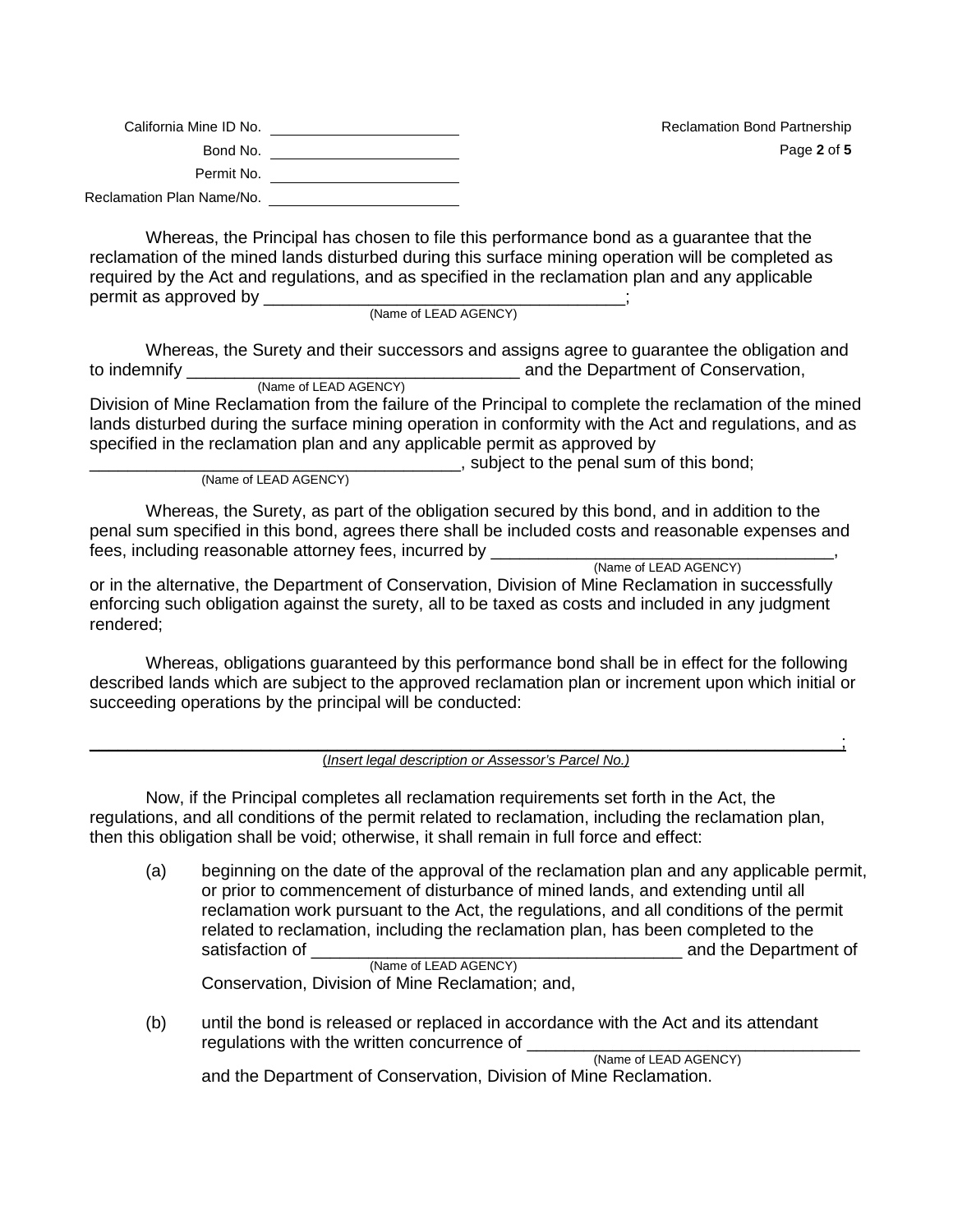California Mine ID No. ______________________

Bond No. ______________________

Permit No. ______________________

Reclamation Plan Name/No. ______________________

Whereas, the Principal has chosen to file this performance bond as a guarantee that the reclamation of the mined lands disturbed during this surface mining operation will be completed as required by the Act and regulations, and as specified in the reclamation plan and any applicable permit as approved by ______________________________________;
(Name of LEAD AGENCY)

Whereas, the Surety and their successors and assigns agree to guarantee the obligation and to indemnify __________________________________ and the Department of Conservation,
(Name of LEAD AGENCY)
Division of Mine Reclamation from the failure of the Principal to complete the reclamation of the mined lands disturbed during the surface mining operation in conformity with the Act and regulations, and as specified in the reclamation plan and any applicable permit as approved by
____________________________________, subject to the penal sum of this bond;
(Name of LEAD AGENCY)

Whereas, the Surety, as part of the obligation secured by this bond, and in addition to the penal sum specified in this bond, agrees there shall be included costs and reasonable expenses and fees, including reasonable attorney fees, incurred by ____________________________________,
(Name of LEAD AGENCY)
or in the alternative, the Department of Conservation, Division of Mine Reclamation in successfully enforcing such obligation against the surety, all to be taxed as costs and included in any judgment rendered;

Whereas, obligations guaranteed by this performance bond shall be in effect for the following described lands which are subject to the approved reclamation plan or increment upon which initial or succeeding operations by the principal will be conducted:

________________________________________________________________________________;
(*Insert legal description or Assessor's Parcel No.*)

Now, if the Principal completes all reclamation requirements set forth in the Act, the regulations, and all conditions of the permit related to reclamation, including the reclamation plan, then this obligation shall be void; otherwise, it shall remain in full force and effect:

(a) beginning on the date of the approval of the reclamation plan and any applicable permit, or prior to commencement of disturbance of mined lands, and extending until all reclamation work pursuant to the Act, the regulations, and all conditions of the permit related to reclamation, including the reclamation plan, has been completed to the satisfaction of ______________________________________ and the Department of
(Name of LEAD AGENCY)
Conservation, Division of Mine Reclamation; and,

(b) until the bond is released or replaced in accordance with the Act and its attendant regulations with the written concurrence of __________________________________
(Name of LEAD AGENCY)
and the Department of Conservation, Division of Mine Reclamation.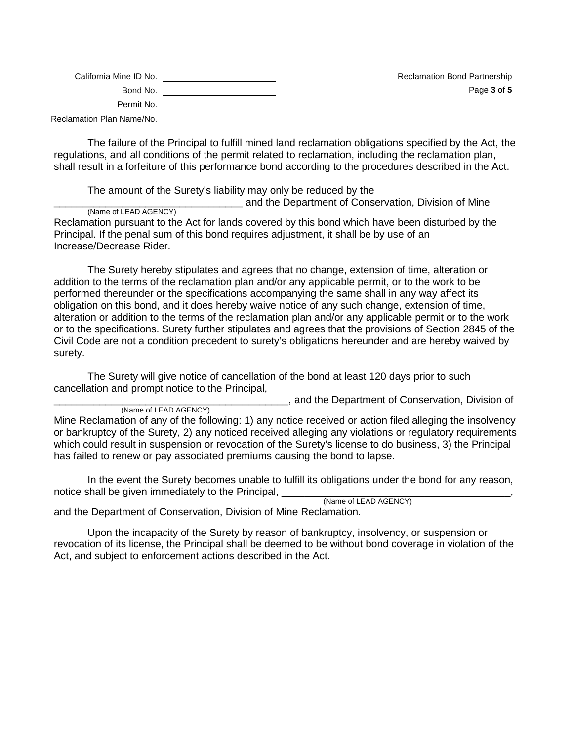California Mine ID No. \_\_\_\_\_\_\_\_\_\_\_\_\_\_\_\_\_\_\_\_

Bond No. \_\_\_\_\_\_\_\_\_\_\_\_\_\_\_\_\_\_\_\_

Permit No. \_\_\_\_\_\_\_\_\_\_\_\_\_\_\_\_\_\_\_\_

Reclamation Plan Name/No. \_\_\_\_\_\_\_\_\_\_\_\_\_\_\_\_\_\_\_\_

The failure of the Principal to fulfill mined land reclamation obligations specified by the Act, the regulations, and all conditions of the permit related to reclamation, including the reclamation plan, shall result in a forfeiture of this performance bond according to the procedures described in the Act.

The amount of the Surety's liability may only be reduced by the ________________________________ (Name of LEAD AGENCY) and the Department of Conservation, Division of Mine Reclamation pursuant to the Act for lands covered by this bond which have been disturbed by the Principal. If the penal sum of this bond requires adjustment, it shall be by use of an Increase/Decrease Rider.

The Surety hereby stipulates and agrees that no change, extension of time, alteration or addition to the terms of the reclamation plan and/or any applicable permit, or to the work to be performed thereunder or the specifications accompanying the same shall in any way affect its obligation on this bond, and it does hereby waive notice of any such change, extension of time, alteration or addition to the terms of the reclamation plan and/or any applicable permit or to the work or to the specifications. Surety further stipulates and agrees that the provisions of Section 2845 of the Civil Code are not a condition precedent to surety's obligations hereunder and are hereby waived by surety.

The Surety will give notice of cancellation of the bond at least 120 days prior to such cancellation and prompt notice to the Principal, ________________________________________ (Name of LEAD AGENCY), and the Department of Conservation, Division of Mine Reclamation of any of the following: 1) any notice received or action filed alleging the insolvency or bankruptcy of the Surety, 2) any noticed received alleging any violations or regulatory requirements which could result in suspension or revocation of the Surety's license to do business, 3) the Principal has failed to renew or pay associated premiums causing the bond to lapse.

In the event the Surety becomes unable to fulfill its obligations under the bond for any reason, notice shall be given immediately to the Principal, ________________________________________ (Name of LEAD AGENCY), and the Department of Conservation, Division of Mine Reclamation.

Upon the incapacity of the Surety by reason of bankruptcy, insolvency, or suspension or revocation of its license, the Principal shall be deemed to be without bond coverage in violation of the Act, and subject to enforcement actions described in the Act.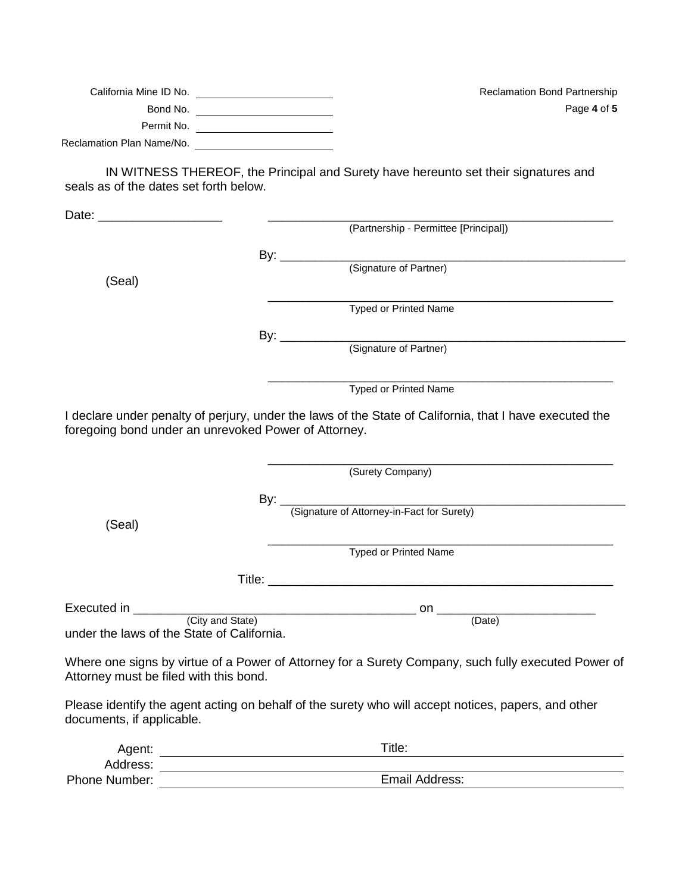California Mine ID No. ____________________

Bond No. ____________________

Permit No. ____________________

Reclamation Plan Name/No. ____________________

Reclamation Bond Partnership

IN WITNESS THEREOF, the Principal and Surety have hereunto set their signatures and seals as of the dates set forth below.

Date: __________________ ______________________________________________
(Partnership - Permittee [Principal])

By: ______________________________________________
(Signature of Partner)

(Seal)

______________________________________________
Typed or Printed Name

By: ______________________________________________
(Signature of Partner)

______________________________________________
Typed or Printed Name

I declare under penalty of perjury, under the laws of the State of California, that I have executed the foregoing bond under an unrevoked Power of Attorney.

______________________________________________
(Surety Company)

By: ______________________________________________
(Signature of Attorney-in-Fact for Surety)

(Seal)

______________________________________________
Typed or Printed Name

Title: ______________________________________________

Executed in ________________________________________ on ______________________
(City and State) (Date)
under the laws of the State of California.

Where one signs by virtue of a Power of Attorney for a Surety Company, such fully executed Power of Attorney must be filed with this bond.

Please identify the agent acting on behalf of the surety who will accept notices, papers, and other documents, if applicable.

Agent: ____________________ Title: ____________________

Address: ________________________________________

Phone Number: ____________________ Email Address: ____________________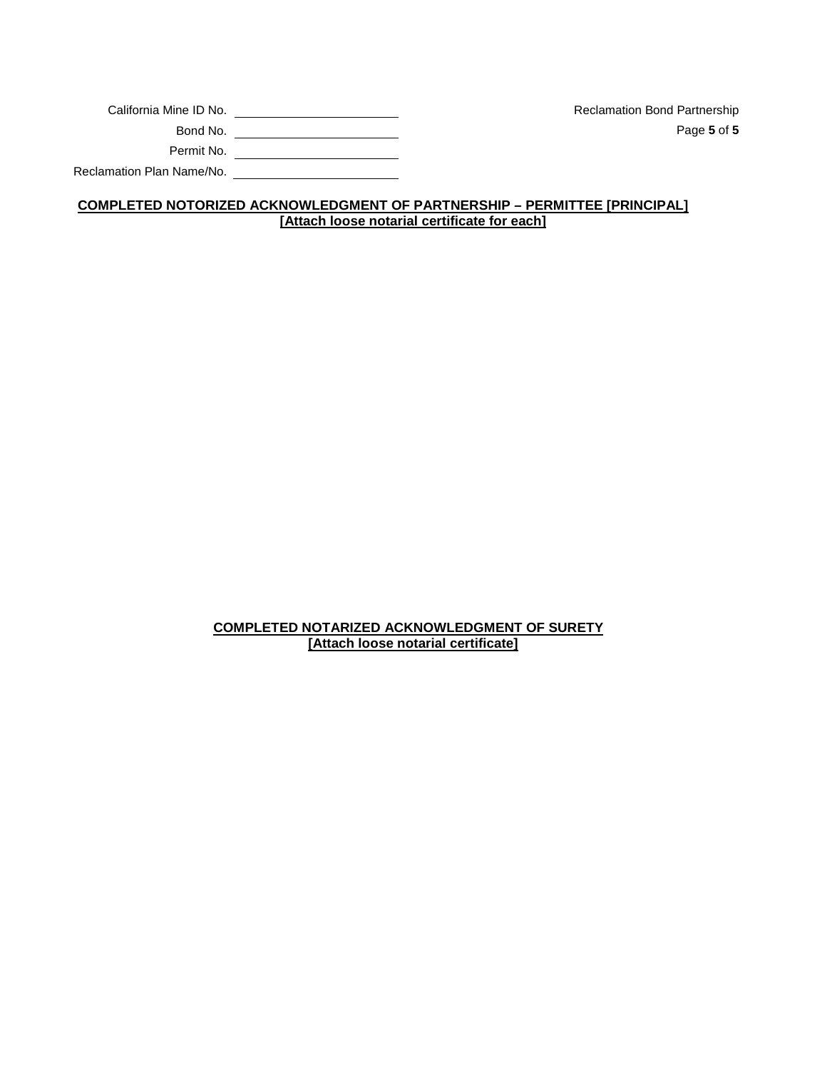California Mine ID No. \_\_\_\_\_\_\_\_\_\_\_\_\_\_\_\_\_\_\_\_

Bond No. \_\_\_\_\_\_\_\_\_\_\_\_\_\_\_\_\_\_\_\_

Permit No. \_\_\_\_\_\_\_\_\_\_\_\_\_\_\_\_\_\_\_\_

Reclamation Plan Name/No. \_\_\_\_\_\_\_\_\_\_\_\_\_\_\_\_\_\_\_\_

**COMPLETED NOTORIZED ACKNOWLEDGMENT OF PARTNERSHIP – PERMITTEE [PRINCIPAL]**
**[Attach loose notarial certificate for each]**

**COMPLETED NOTARIZED ACKNOWLEDGMENT OF SURETY**
**[Attach loose notarial certificate]**